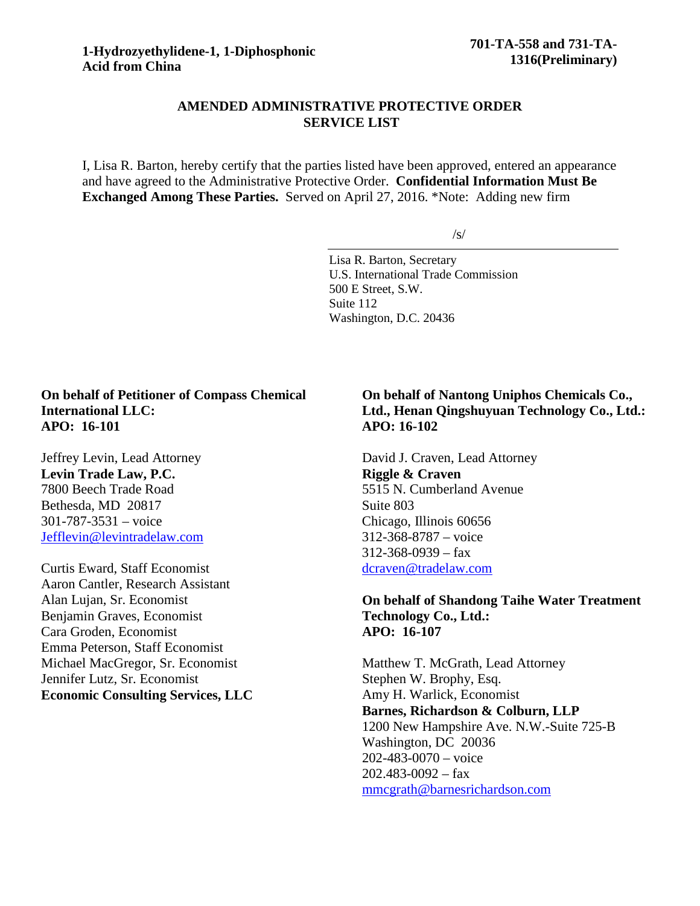**1-Hydrozyethylidene-1, 1-Diphosphonic Acid from China**

**701-TA-558 and 731-TA-1316(Preliminary)**

## AMENDED ADMINISTRATIVE PROTECTIVE ORDER SERVICE LIST

I, Lisa R. Barton, hereby certify that the parties listed have been approved, entered an appearance and have agreed to the Administrative Protective Order. **Confidential Information Must Be Exchanged Among These Parties.** Served on April 27, 2016. *Note: Adding new firm

/s/

Lisa R. Barton, Secretary
U.S. International Trade Commission
500 E Street, S.W.
Suite 112
Washington, D.C. 20436

**On behalf of Petitioner of Compass Chemical International LLC:**
**APO: 16-101**

Jeffrey Levin, Lead Attorney
**Levin Trade Law, P.C.**
7800 Beech Trade Road
Bethesda, MD 20817
301-787-3531 – voice
Jefflevin@levintradelaw.com

Curtis Eward, Staff Economist
Aaron Cantler, Research Assistant
Alan Lujan, Sr. Economist
Benjamin Graves, Economist
Cara Groden, Economist
Emma Peterson, Staff Economist
Michael MacGregor, Sr. Economist
Jennifer Lutz, Sr. Economist
**Economic Consulting Services, LLC**

**On behalf of Nantong Uniphos Chemicals Co., Ltd., Henan Qingshuyuan Technology Co., Ltd.:**
**APO: 16-102**

David J. Craven, Lead Attorney
**Riggle & Craven**
5515 N. Cumberland Avenue
Suite 803
Chicago, Illinois 60656
312-368-8787 – voice
312-368-0939 – fax
dcraven@tradelaw.com

**On behalf of Shandong Taihe Water Treatment Technology Co., Ltd.:**
**APO: 16-107**

Matthew T. McGrath, Lead Attorney
Stephen W. Brophy, Esq.
Amy H. Warlick, Economist
**Barnes, Richardson & Colburn, LLP**
1200 New Hampshire Ave. N.W.-Suite 725-B
Washington, DC 20036
202-483-0070 – voice
202.483-0092 – fax
mmcgrath@barnesrichardson.com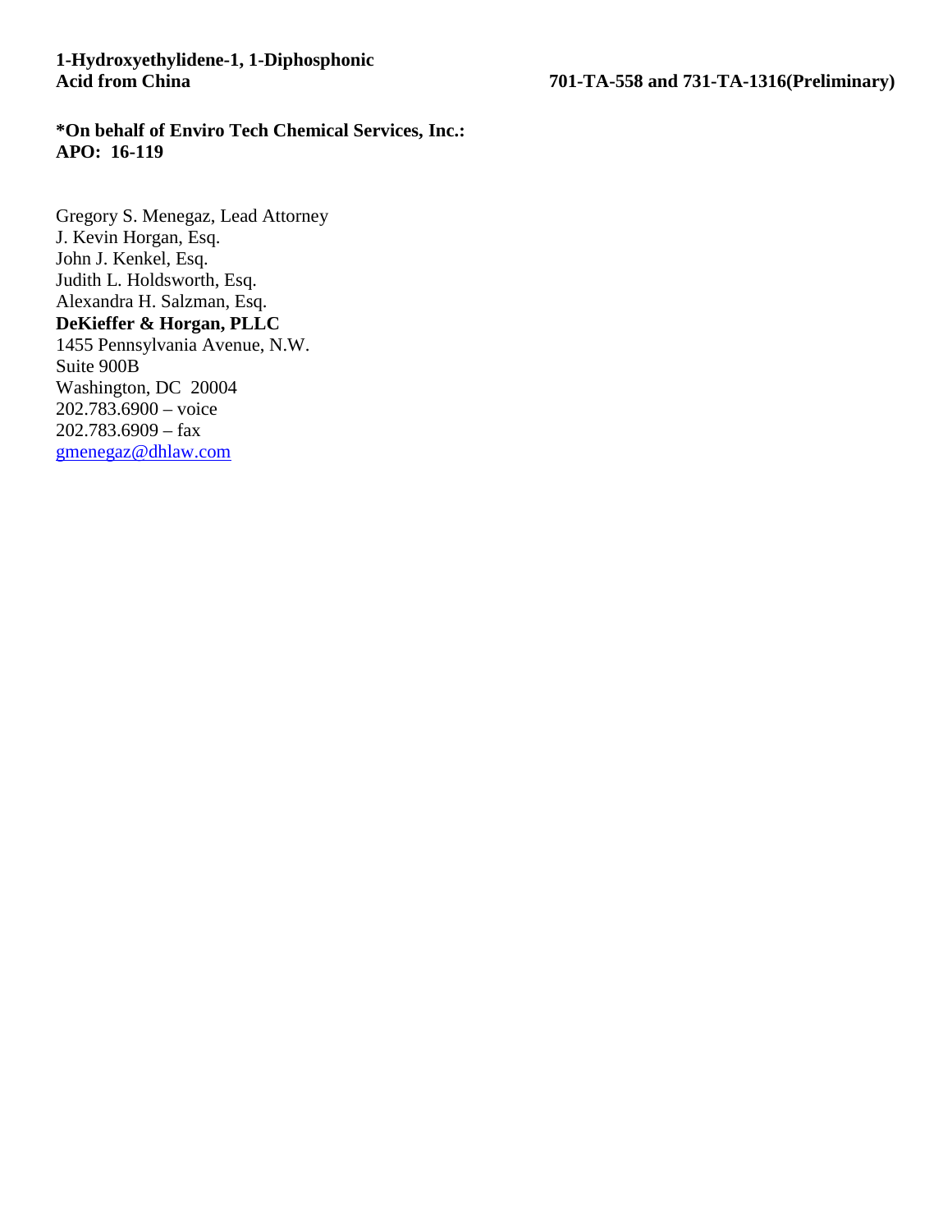**1-Hydroxyethylidene-1, 1-Diphosphonic Acid from China** **701-TA-558 and 731-TA-1316(Preliminary)**

**\*On behalf of Enviro Tech Chemical Services, Inc.:**
**APO: 16-119**

Gregory S. Menegaz, Lead Attorney
J. Kevin Horgan, Esq.
John J. Kenkel, Esq.
Judith L. Holdsworth, Esq.
Alexandra H. Salzman, Esq.
**DeKieffer & Horgan, PLLC**
1455 Pennsylvania Avenue, N.W.
Suite 900B
Washington, DC 20004
202.783.6900 – voice
202.783.6909 – fax
gmenegaz@dhlaw.com